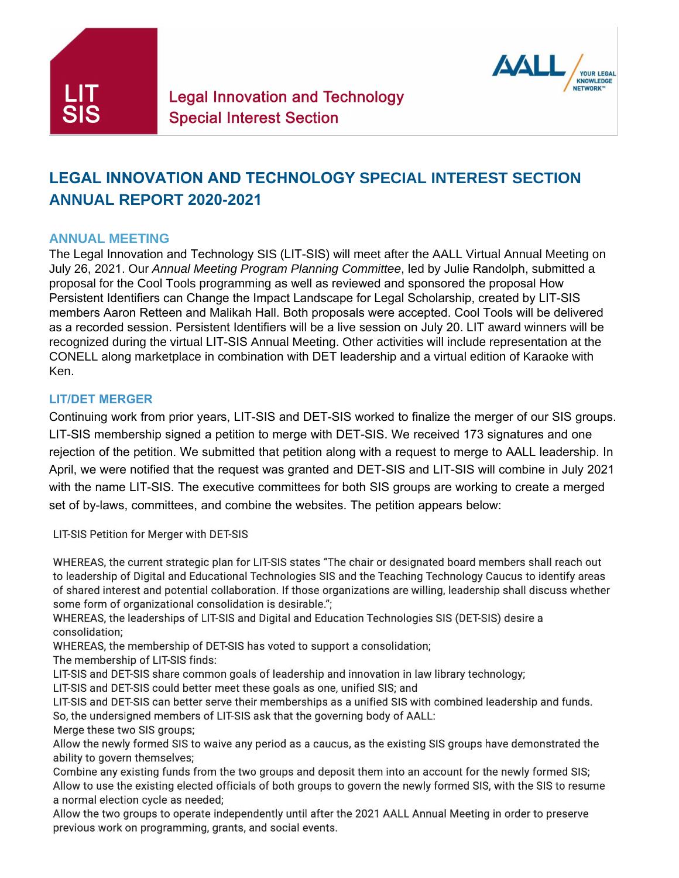LIT SIS

Legal Innovation and Technology Special Interest Section

AALL YOUR LEGAL KNOWLEDGE NETWORK™

# LEGAL INNOVATION AND TECHNOLOGY SPECIAL INTEREST SECTION ANNUAL REPORT 2020-2021

## ANNUAL MEETING

The Legal Innovation and Technology SIS (LIT-SIS) will meet after the AALL Virtual Annual Meeting on July 26, 2021. Our *Annual Meeting Program Planning Committee*, led by Julie Randolph, submitted a proposal for the Cool Tools programming as well as reviewed and sponsored the proposal How Persistent Identifiers can Change the Impact Landscape for Legal Scholarship, created by LIT-SIS members Aaron Retteen and Malikah Hall. Both proposals were accepted. Cool Tools will be delivered as a recorded session. Persistent Identifiers will be a live session on July 20. LIT award winners will be recognized during the virtual LIT-SIS Annual Meeting. Other activities will include representation at the CONELL along marketplace in combination with DET leadership and a virtual edition of Karaoke with Ken.

## LIT/DET MERGER

Continuing work from prior years, LIT-SIS and DET-SIS worked to finalize the merger of our SIS groups. LIT-SIS membership signed a petition to merge with DET-SIS. We received 173 signatures and one rejection of the petition. We submitted that petition along with a request to merge to AALL leadership. In April, we were notified that the request was granted and DET-SIS and LIT-SIS will combine in July 2021 with the name LIT-SIS. The executive committees for both SIS groups are working to create a merged set of by-laws, committees, and combine the websites. The petition appears below:

LIT-SIS Petition for Merger with DET-SIS

WHEREAS, the current strategic plan for LIT-SIS states "The chair or designated board members shall reach out to leadership of Digital and Educational Technologies SIS and the Teaching Technology Caucus to identify areas of shared interest and potential collaboration. If those organizations are willing, leadership shall discuss whether some form of organizational consolidation is desirable.";
WHEREAS, the leaderships of LIT-SIS and Digital and Education Technologies SIS (DET-SIS) desire a consolidation;
WHEREAS, the membership of DET-SIS has voted to support a consolidation;
The membership of LIT-SIS finds:
LIT-SIS and DET-SIS share common goals of leadership and innovation in law library technology;
LIT-SIS and DET-SIS could better meet these goals as one, unified SIS; and
LIT-SIS and DET-SIS can better serve their memberships as a unified SIS with combined leadership and funds.
So, the undersigned members of LIT-SIS ask that the governing body of AALL:
Merge these two SIS groups;
Allow the newly formed SIS to waive any period as a caucus, as the existing SIS groups have demonstrated the ability to govern themselves;
Combine any existing funds from the two groups and deposit them into an account for the newly formed SIS;
Allow to use the existing elected officials of both groups to govern the newly formed SIS, with the SIS to resume a normal election cycle as needed;
Allow the two groups to operate independently until after the 2021 AALL Annual Meeting in order to preserve previous work on programming, grants, and social events.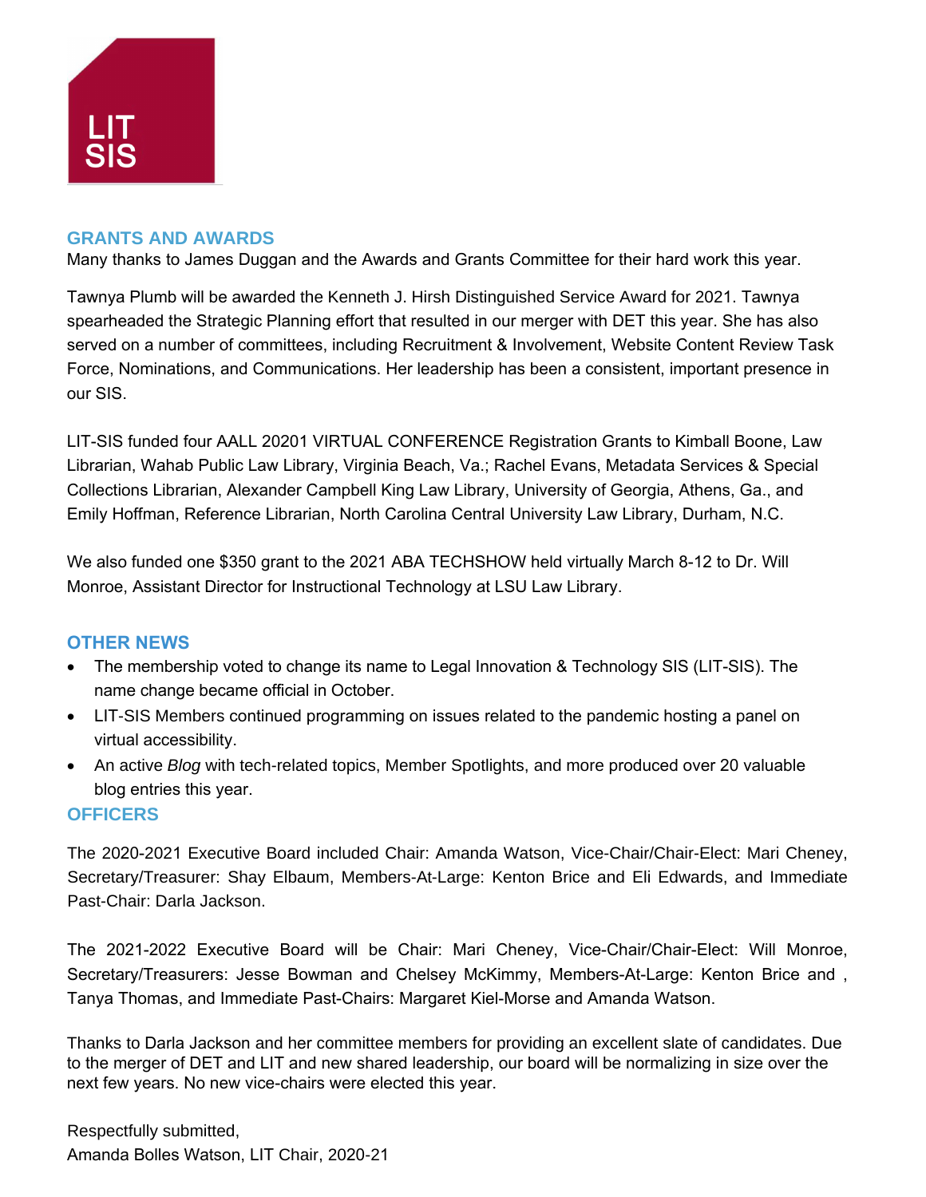LIT SIS

## GRANTS AND AWARDS

Many thanks to James Duggan and the Awards and Grants Committee for their hard work this year.

Tawnya Plumb will be awarded the Kenneth J. Hirsh Distinguished Service Award for 2021. Tawnya spearheaded the Strategic Planning effort that resulted in our merger with DET this year. She has also served on a number of committees, including Recruitment & Involvement, Website Content Review Task Force, Nominations, and Communications. Her leadership has been a consistent, important presence in our SIS.

LIT-SIS funded four AALL 20201 VIRTUAL CONFERENCE Registration Grants to Kimball Boone, Law Librarian, Wahab Public Law Library, Virginia Beach, Va.; Rachel Evans, Metadata Services & Special Collections Librarian, Alexander Campbell King Law Library, University of Georgia, Athens, Ga., and Emily Hoffman, Reference Librarian, North Carolina Central University Law Library, Durham, N.C.

We also funded one $350 grant to the 2021 ABA TECHSHOW held virtually March 8-12 to Dr. Will Monroe, Assistant Director for Instructional Technology at LSU Law Library.

## OTHER NEWS

- The membership voted to change its name to Legal Innovation & Technology SIS (LIT-SIS). The name change became official in October.
- LIT-SIS Members continued programming on issues related to the pandemic hosting a panel on virtual accessibility.
- An active *Blog* with tech-related topics, Member Spotlights, and more produced over 20 valuable blog entries this year.

## OFFICERS

The 2020-2021 Executive Board included Chair: Amanda Watson, Vice-Chair/Chair-Elect: Mari Cheney, Secretary/Treasurer: Shay Elbaum, Members-At-Large: Kenton Brice and Eli Edwards, and Immediate Past-Chair: Darla Jackson.

The 2021-2022 Executive Board will be Chair: Mari Cheney, Vice-Chair/Chair-Elect: Will Monroe, Secretary/Treasurers: Jesse Bowman and Chelsey McKimmy, Members-At-Large: Kenton Brice and , Tanya Thomas, and Immediate Past-Chairs: Margaret Kiel-Morse and Amanda Watson.

Thanks to Darla Jackson and her committee members for providing an excellent slate of candidates. Due to the merger of DET and LIT and new shared leadership, our board will be normalizing in size over the next few years. No new vice-chairs were elected this year.

Respectfully submitted,
Amanda Bolles Watson, LIT Chair, 2020-21